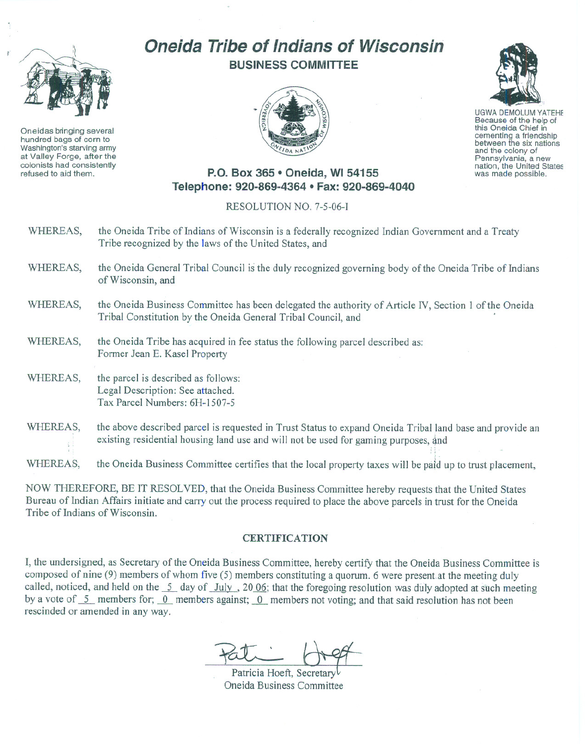# Oneida Tribe of Indians of Wisconsin

## BUSINESS COMMITTEE

Oneidas bringing several hundred bags of corn to Washington's starving army at Valley Forge, after the colonists had consistently refused to aid them.

UGWA DEMOLUM YATEHE
Because of the help of this Oneida Chief in cementing a friendship between the six nations and the colony of Pennsylvania, a new nation, the United States was made possible.

**P.O. Box 365 • Oneida, WI 54155**
**Telephone: 920-869-4364 • Fax: 920-869-4040**

RESOLUTION NO. 7-5-06-I

WHEREAS, the Oneida Tribe of Indians of Wisconsin is a federally recognized Indian Government and a Treaty Tribe recognized by the laws of the United States, and

WHEREAS, the Oneida General Tribal Council is the duly recognized governing body of the Oneida Tribe of Indians of Wisconsin, and

WHEREAS, the Oneida Business Committee has been delegated the authority of Article IV, Section 1 of the Oneida Tribal Constitution by the Oneida General Tribal Council, and

WHEREAS, the Oneida Tribe has acquired in fee status the following parcel described as:
Former Jean E. Kasel Property

WHEREAS, the parcel is described as follows:
Legal Description: See attached.
Tax Parcel Numbers: 6H-1507-5

WHEREAS, the above described parcel is requested in Trust Status to expand Oneida Tribal land base and provide an existing residential housing land use and will not be used for gaming purposes, and

WHEREAS, the Oneida Business Committee certifies that the local property taxes will be paid up to trust placement,

NOW THEREFORE, BE IT RESOLVED, that the Oneida Business Committee hereby requests that the United States Bureau of Indian Affairs initiate and carry out the process required to place the above parcels in trust for the Oneida Tribe of Indians of Wisconsin.

### CERTIFICATION

I, the undersigned, as Secretary of the Oneida Business Committee, hereby certify that the Oneida Business Committee is composed of nine (9) members of whom five (5) members constituting a quorum. 6 were present at the meeting duly called, noticed, and held on the 5 day of July, 2006; that the foregoing resolution was duly adopted at such meeting by a vote of 5 members for; 0 members against; 0 members not voting; and that said resolution has not been rescinded or amended in any way.

Patricia Hoeft, Secretary
Oneida Business Committee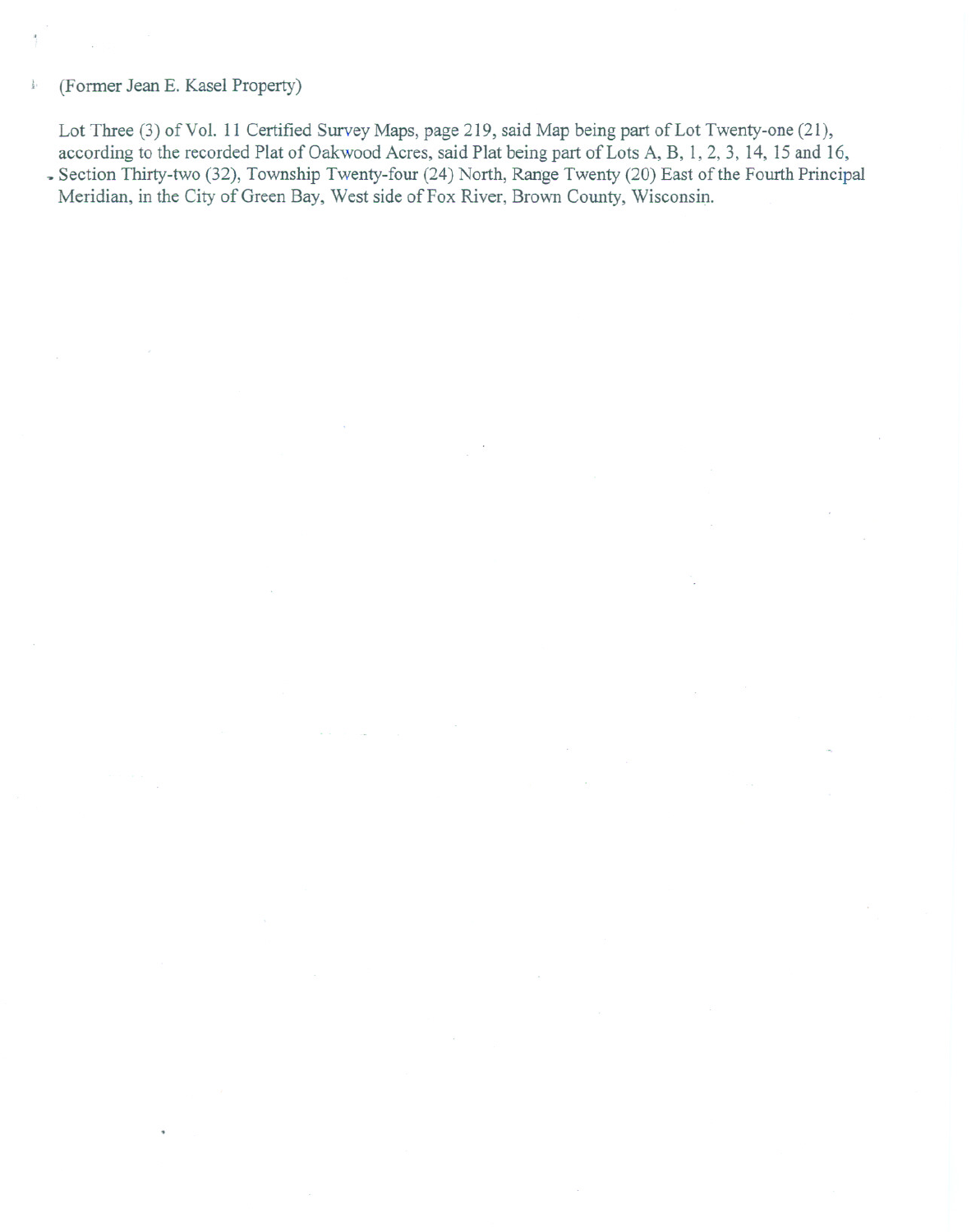(Former Jean E. Kasel Property)

Lot Three (3) of Vol. 11 Certified Survey Maps, page 219, said Map being part of Lot Twenty-one (21), according to the recorded Plat of Oakwood Acres, said Plat being part of Lots A, B, 1, 2, 3, 14, 15 and 16, Section Thirty-two (32), Township Twenty-four (24) North, Range Twenty (20) East of the Fourth Principal Meridian, in the City of Green Bay, West side of Fox River, Brown County, Wisconsin.